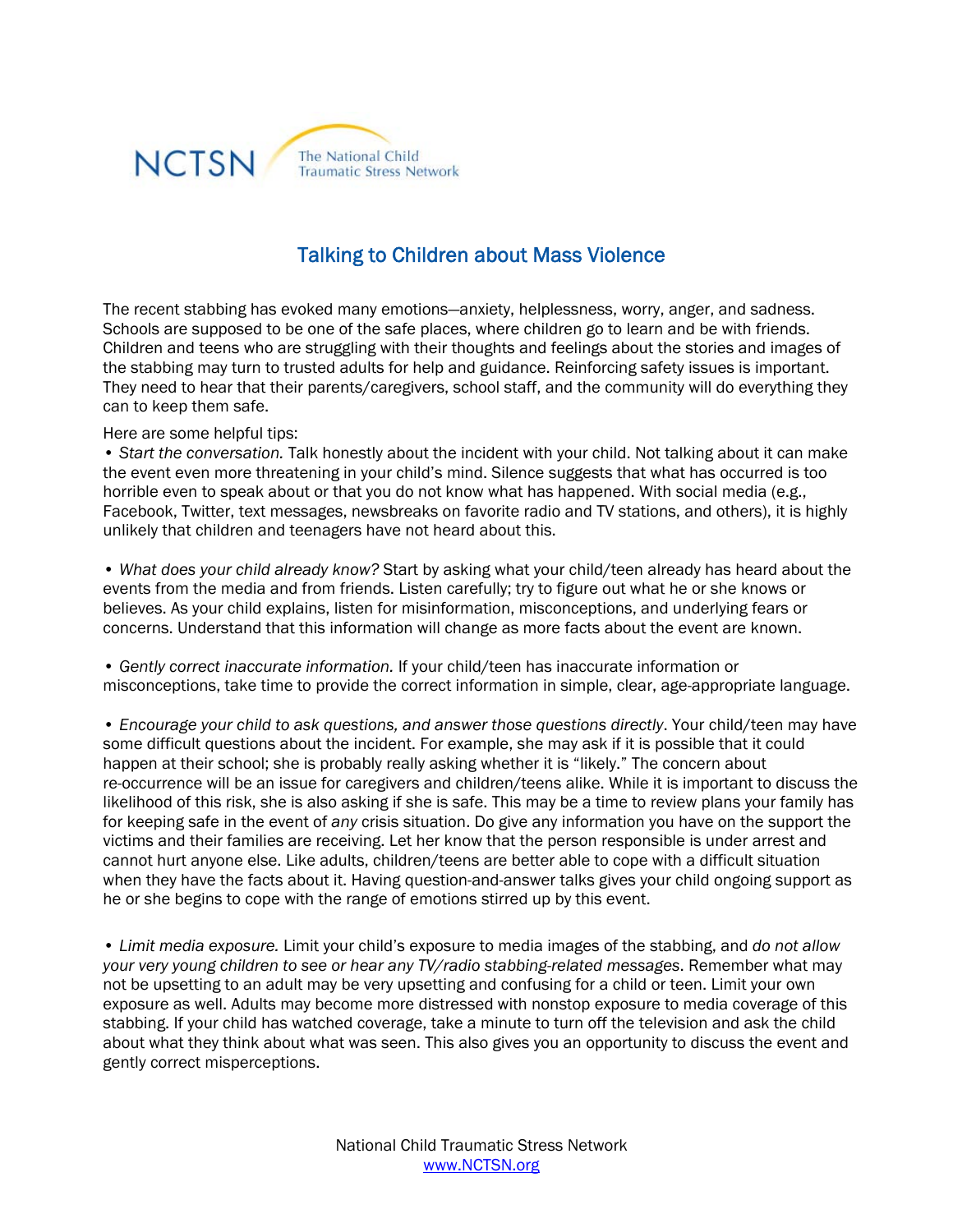NCTSN The National Child Traumatic Stress Network

# Talking to Children about Mass Violence

The recent stabbing has evoked many emotions—anxiety, helplessness, worry, anger, and sadness. Schools are supposed to be one of the safe places, where children go to learn and be with friends. Children and teens who are struggling with their thoughts and feelings about the stories and images of the stabbing may turn to trusted adults for help and guidance. Reinforcing safety issues is important. They need to hear that their parents/caregivers, school staff, and the community will do everything they can to keep them safe.

Here are some helpful tips:

• *Start the conversation.* Talk honestly about the incident with your child. Not talking about it can make the event even more threatening in your child's mind. Silence suggests that what has occurred is too horrible even to speak about or that you do not know what has happened. With social media (e.g., Facebook, Twitter, text messages, newsbreaks on favorite radio and TV stations, and others), it is highly unlikely that children and teenagers have not heard about this.

• *What does your child already know?* Start by asking what your child/teen already has heard about the events from the media and from friends. Listen carefully; try to figure out what he or she knows or believes. As your child explains, listen for misinformation, misconceptions, and underlying fears or concerns. Understand that this information will change as more facts about the event are known.

• *Gently correct inaccurate information.* If your child/teen has inaccurate information or misconceptions, take time to provide the correct information in simple, clear, age-appropriate language.

• *Encourage your child to ask questions, and answer those questions directly*. Your child/teen may have some difficult questions about the incident. For example, she may ask if it is possible that it could happen at their school; she is probably really asking whether it is "likely." The concern about re-occurrence will be an issue for caregivers and children/teens alike. While it is important to discuss the likelihood of this risk, she is also asking if she is safe. This may be a time to review plans your family has for keeping safe in the event of *any* crisis situation. Do give any information you have on the support the victims and their families are receiving. Let her know that the person responsible is under arrest and cannot hurt anyone else. Like adults, children/teens are better able to cope with a difficult situation when they have the facts about it. Having question-and-answer talks gives your child ongoing support as he or she begins to cope with the range of emotions stirred up by this event.

• *Limit media exposure.* Limit your child's exposure to media images of the stabbing, and *do not allow your very young children to see or hear any TV/radio stabbing-related messages*. Remember what may not be upsetting to an adult may be very upsetting and confusing for a child or teen. Limit your own exposure as well. Adults may become more distressed with nonstop exposure to media coverage of this stabbing. If your child has watched coverage, take a minute to turn off the television and ask the child about what they think about what was seen. This also gives you an opportunity to discuss the event and gently correct misperceptions.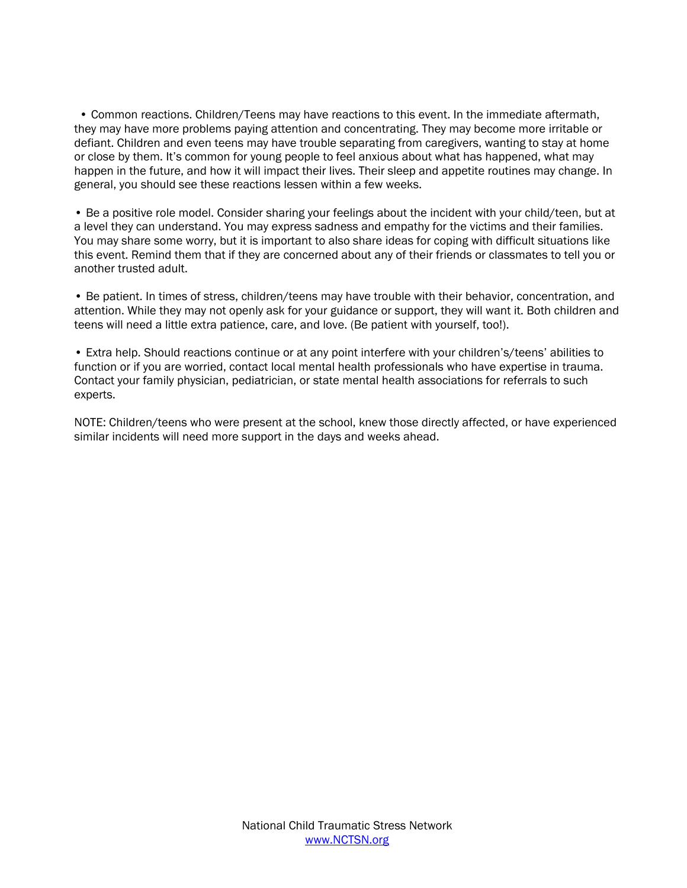- Common reactions. Children/Teens may have reactions to this event. In the immediate aftermath, they may have more problems paying attention and concentrating. They may become more irritable or defiant. Children and even teens may have trouble separating from caregivers, wanting to stay at home or close by them. It's common for young people to feel anxious about what has happened, what may happen in the future, and how it will impact their lives. Their sleep and appetite routines may change. In general, you should see these reactions lessen within a few weeks.

- Be a positive role model. Consider sharing your feelings about the incident with your child/teen, but at a level they can understand. You may express sadness and empathy for the victims and their families. You may share some worry, but it is important to also share ideas for coping with difficult situations like this event. Remind them that if they are concerned about any of their friends or classmates to tell you or another trusted adult.

- Be patient. In times of stress, children/teens may have trouble with their behavior, concentration, and attention. While they may not openly ask for your guidance or support, they will want it. Both children and teens will need a little extra patience, care, and love. (Be patient with yourself, too!).

- Extra help. Should reactions continue or at any point interfere with your children's/teens' abilities to function or if you are worried, contact local mental health professionals who have expertise in trauma. Contact your family physician, pediatrician, or state mental health associations for referrals to such experts.

NOTE: Children/teens who were present at the school, knew those directly affected, or have experienced similar incidents will need more support in the days and weeks ahead.

National Child Traumatic Stress Network
[www.NCTSN.org](http://www.NCTSN.org)